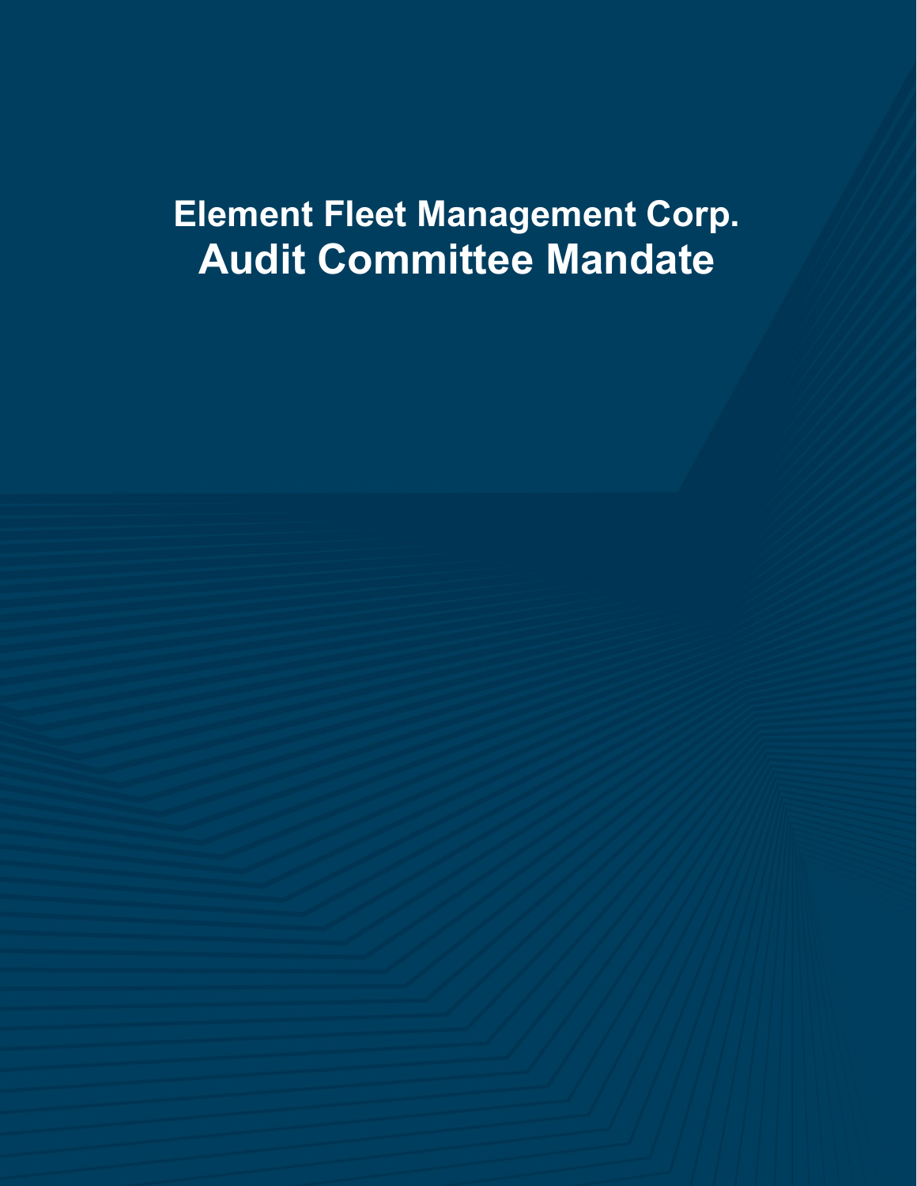# Element Fleet Management Corp.
# Audit Committee Mandate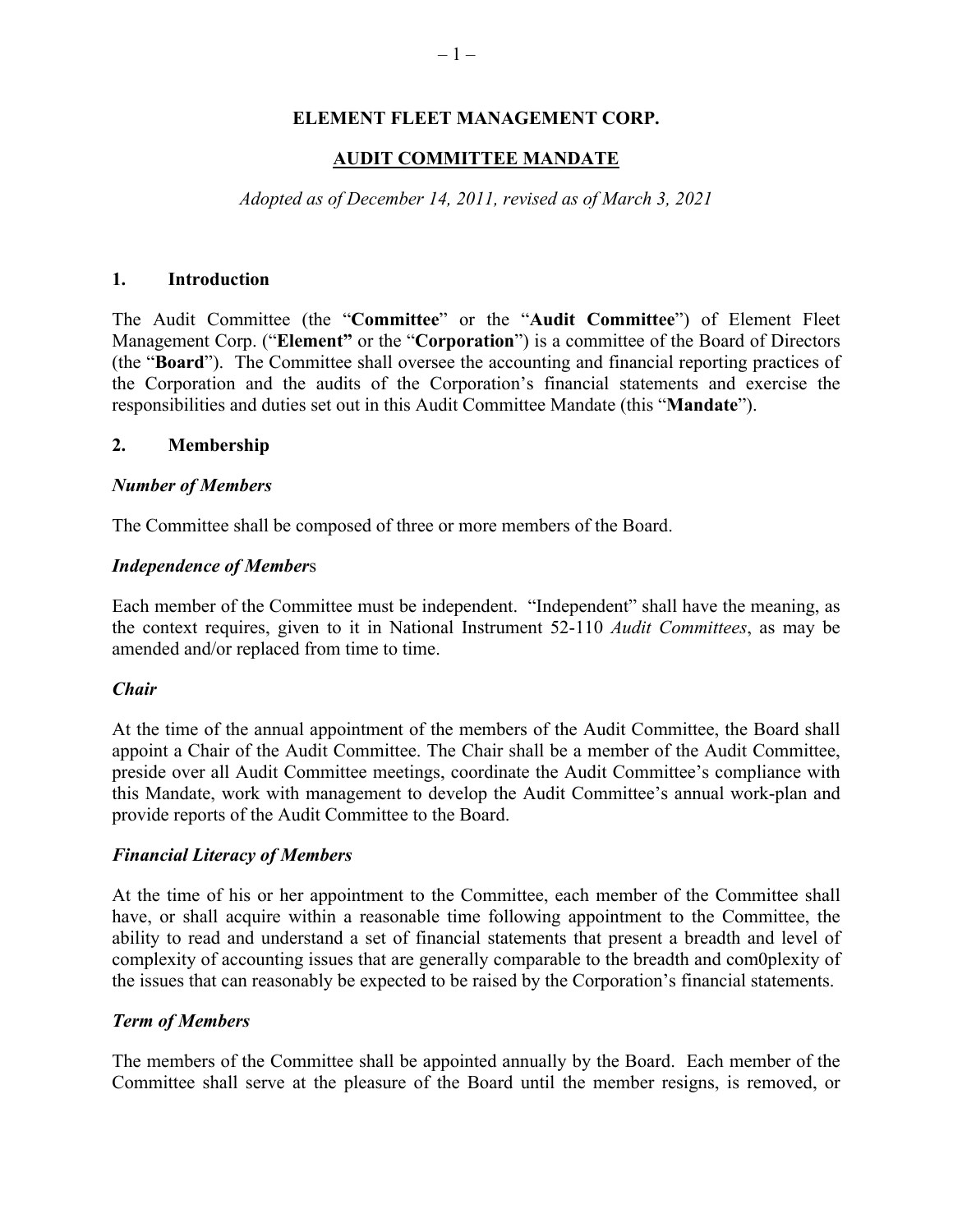# ELEMENT FLEET MANAGEMENT CORP.

## AUDIT COMMITTEE MANDATE

*Adopted as of December 14, 2011, revised as of March 3, 2021*

### 1. Introduction

The Audit Committee (the "**Committee**" or the "**Audit Committee**") of Element Fleet Management Corp. ("**Element**" or the "**Corporation**") is a committee of the Board of Directors (the "**Board**"). The Committee shall oversee the accounting and financial reporting practices of the Corporation and the audits of the Corporation's financial statements and exercise the responsibilities and duties set out in this Audit Committee Mandate (this "**Mandate**").

### 2. Membership

***Number of Members***

The Committee shall be composed of three or more members of the Board.

***Independence of Members***

Each member of the Committee must be independent. "Independent" shall have the meaning, as the context requires, given to it in National Instrument 52-110 *Audit Committees*, as may be amended and/or replaced from time to time.

***Chair***

At the time of the annual appointment of the members of the Audit Committee, the Board shall appoint a Chair of the Audit Committee. The Chair shall be a member of the Audit Committee, preside over all Audit Committee meetings, coordinate the Audit Committee's compliance with this Mandate, work with management to develop the Audit Committee's annual work-plan and provide reports of the Audit Committee to the Board.

***Financial Literacy of Members***

At the time of his or her appointment to the Committee, each member of the Committee shall have, or shall acquire within a reasonable time following appointment to the Committee, the ability to read and understand a set of financial statements that present a breadth and level of complexity of accounting issues that are generally comparable to the breadth and com0plexity of the issues that can reasonably be expected to be raised by the Corporation's financial statements.

***Term of Members***

The members of the Committee shall be appointed annually by the Board. Each member of the Committee shall serve at the pleasure of the Board until the member resigns, is removed, or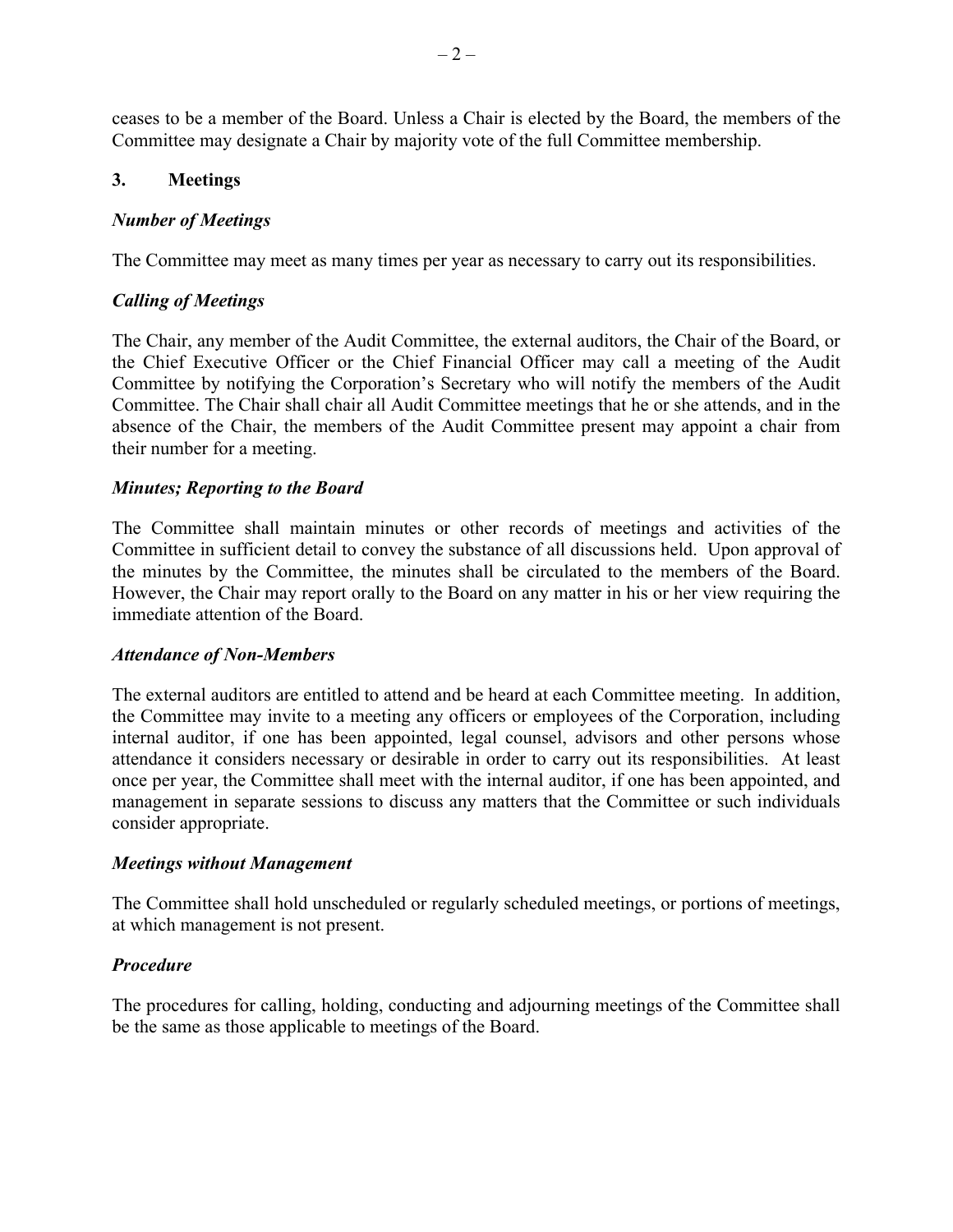ceases to be a member of the Board. Unless a Chair is elected by the Board, the members of the Committee may designate a Chair by majority vote of the full Committee membership.

## 3. Meetings

### *Number of Meetings*

The Committee may meet as many times per year as necessary to carry out its responsibilities.

### *Calling of Meetings*

The Chair, any member of the Audit Committee, the external auditors, the Chair of the Board, or the Chief Executive Officer or the Chief Financial Officer may call a meeting of the Audit Committee by notifying the Corporation's Secretary who will notify the members of the Audit Committee. The Chair shall chair all Audit Committee meetings that he or she attends, and in the absence of the Chair, the members of the Audit Committee present may appoint a chair from their number for a meeting.

### *Minutes; Reporting to the Board*

The Committee shall maintain minutes or other records of meetings and activities of the Committee in sufficient detail to convey the substance of all discussions held. Upon approval of the minutes by the Committee, the minutes shall be circulated to the members of the Board. However, the Chair may report orally to the Board on any matter in his or her view requiring the immediate attention of the Board.

### *Attendance of Non-Members*

The external auditors are entitled to attend and be heard at each Committee meeting. In addition, the Committee may invite to a meeting any officers or employees of the Corporation, including internal auditor, if one has been appointed, legal counsel, advisors and other persons whose attendance it considers necessary or desirable in order to carry out its responsibilities. At least once per year, the Committee shall meet with the internal auditor, if one has been appointed, and management in separate sessions to discuss any matters that the Committee or such individuals consider appropriate.

### *Meetings without Management*

The Committee shall hold unscheduled or regularly scheduled meetings, or portions of meetings, at which management is not present.

### *Procedure*

The procedures for calling, holding, conducting and adjourning meetings of the Committee shall be the same as those applicable to meetings of the Board.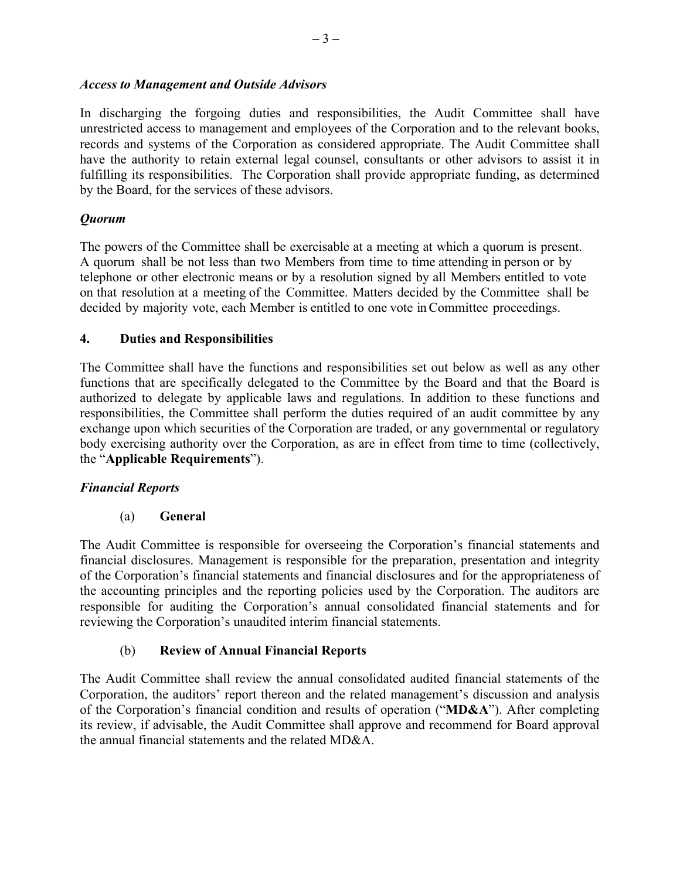*Access to Management and Outside Advisors*

In discharging the forgoing duties and responsibilities, the Audit Committee shall have unrestricted access to management and employees of the Corporation and to the relevant books, records and systems of the Corporation as considered appropriate. The Audit Committee shall have the authority to retain external legal counsel, consultants or other advisors to assist it in fulfilling its responsibilities. The Corporation shall provide appropriate funding, as determined by the Board, for the services of these advisors.

***Quorum***

The powers of the Committee shall be exercisable at a meeting at which a quorum is present. A quorum shall be not less than two Members from time to time attending in person or by telephone or other electronic means or by a resolution signed by all Members entitled to vote on that resolution at a meeting of the Committee. Matters decided by the Committee shall be decided by majority vote, each Member is entitled to one vote in Committee proceedings.

## 4. Duties and Responsibilities

The Committee shall have the functions and responsibilities set out below as well as any other functions that are specifically delegated to the Committee by the Board and that the Board is authorized to delegate by applicable laws and regulations. In addition to these functions and responsibilities, the Committee shall perform the duties required of an audit committee by any exchange upon which securities of the Corporation are traded, or any governmental or regulatory body exercising authority over the Corporation, as are in effect from time to time (collectively, the "**Applicable Requirements**").

***Financial Reports***

(a) **General**

The Audit Committee is responsible for overseeing the Corporation's financial statements and financial disclosures. Management is responsible for the preparation, presentation and integrity of the Corporation's financial statements and financial disclosures and for the appropriateness of the accounting principles and the reporting policies used by the Corporation. The auditors are responsible for auditing the Corporation's annual consolidated financial statements and for reviewing the Corporation's unaudited interim financial statements.

(b) **Review of Annual Financial Reports**

The Audit Committee shall review the annual consolidated audited financial statements of the Corporation, the auditors' report thereon and the related management's discussion and analysis of the Corporation's financial condition and results of operation ("**MD&A**"). After completing its review, if advisable, the Audit Committee shall approve and recommend for Board approval the annual financial statements and the related MD&A.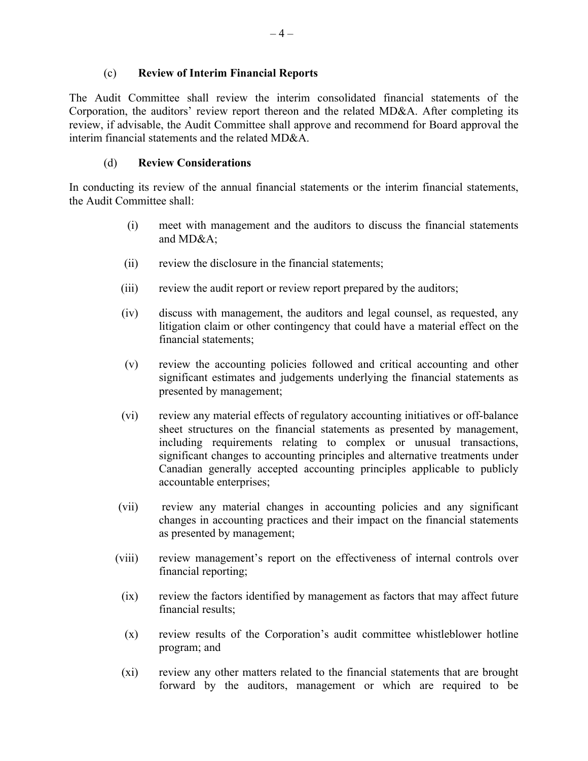### (c) Review of Interim Financial Reports

The Audit Committee shall review the interim consolidated financial statements of the Corporation, the auditors' review report thereon and the related MD&A. After completing its review, if advisable, the Audit Committee shall approve and recommend for Board approval the interim financial statements and the related MD&A.

### (d) Review Considerations

In conducting its review of the annual financial statements or the interim financial statements, the Audit Committee shall:

(i) meet with management and the auditors to discuss the financial statements and MD&A;

(ii) review the disclosure in the financial statements;

(iii) review the audit report or review report prepared by the auditors;

(iv) discuss with management, the auditors and legal counsel, as requested, any litigation claim or other contingency that could have a material effect on the financial statements;

(v) review the accounting policies followed and critical accounting and other significant estimates and judgements underlying the financial statements as presented by management;

(vi) review any material effects of regulatory accounting initiatives or off-balance sheet structures on the financial statements as presented by management, including requirements relating to complex or unusual transactions, significant changes to accounting principles and alternative treatments under Canadian generally accepted accounting principles applicable to publicly accountable enterprises;

(vii) review any material changes in accounting policies and any significant changes in accounting practices and their impact on the financial statements as presented by management;

(viii) review management's report on the effectiveness of internal controls over financial reporting;

(ix) review the factors identified by management as factors that may affect future financial results;

(x) review results of the Corporation's audit committee whistleblower hotline program; and

(xi) review any other matters related to the financial statements that are brought forward by the auditors, management or which are required to be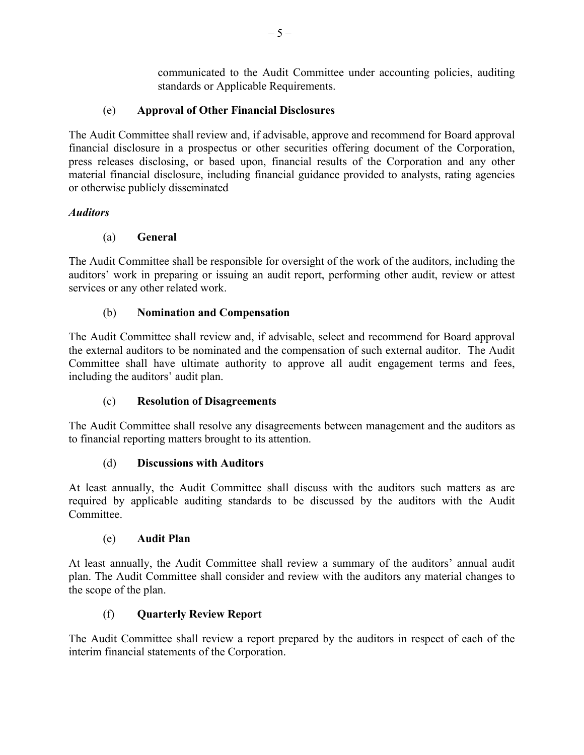communicated to the Audit Committee under accounting policies, auditing standards or Applicable Requirements.

(e) **Approval of Other Financial Disclosures**

The Audit Committee shall review and, if advisable, approve and recommend for Board approval financial disclosure in a prospectus or other securities offering document of the Corporation, press releases disclosing, or based upon, financial results of the Corporation and any other material financial disclosure, including financial guidance provided to analysts, rating agencies or otherwise publicly disseminated

***Auditors***

(a) **General**

The Audit Committee shall be responsible for oversight of the work of the auditors, including the auditors' work in preparing or issuing an audit report, performing other audit, review or attest services or any other related work.

(b) **Nomination and Compensation**

The Audit Committee shall review and, if advisable, select and recommend for Board approval the external auditors to be nominated and the compensation of such external auditor. The Audit Committee shall have ultimate authority to approve all audit engagement terms and fees, including the auditors' audit plan.

(c) **Resolution of Disagreements**

The Audit Committee shall resolve any disagreements between management and the auditors as to financial reporting matters brought to its attention.

(d) **Discussions with Auditors**

At least annually, the Audit Committee shall discuss with the auditors such matters as are required by applicable auditing standards to be discussed by the auditors with the Audit Committee.

(e) **Audit Plan**

At least annually, the Audit Committee shall review a summary of the auditors' annual audit plan. The Audit Committee shall consider and review with the auditors any material changes to the scope of the plan.

(f) **Quarterly Review Report**

The Audit Committee shall review a report prepared by the auditors in respect of each of the interim financial statements of the Corporation.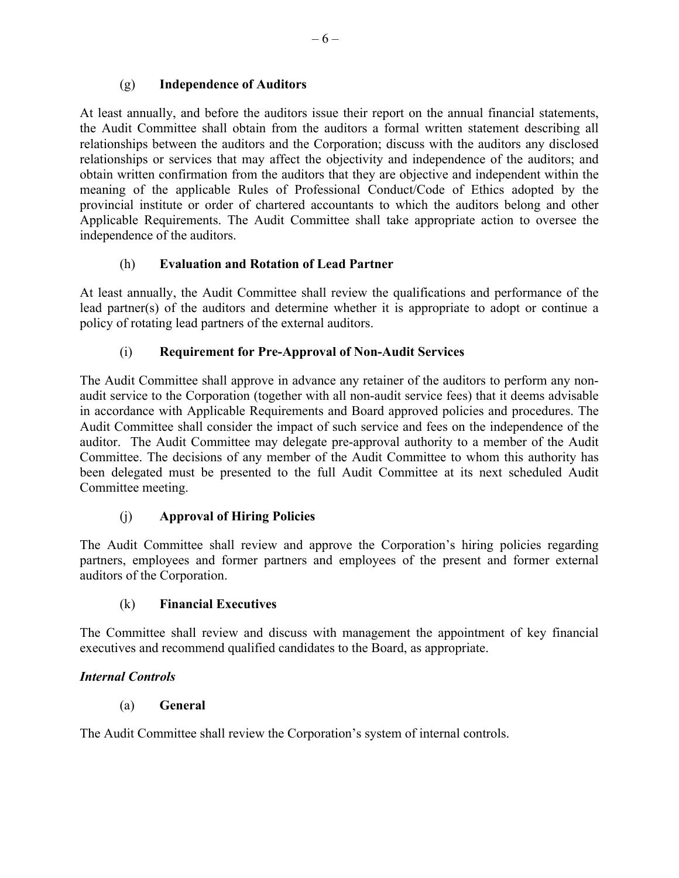#### (g) **Independence of Auditors**

At least annually, and before the auditors issue their report on the annual financial statements, the Audit Committee shall obtain from the auditors a formal written statement describing all relationships between the auditors and the Corporation; discuss with the auditors any disclosed relationships or services that may affect the objectivity and independence of the auditors; and obtain written confirmation from the auditors that they are objective and independent within the meaning of the applicable Rules of Professional Conduct/Code of Ethics adopted by the provincial institute or order of chartered accountants to which the auditors belong and other Applicable Requirements. The Audit Committee shall take appropriate action to oversee the independence of the auditors.

#### (h) **Evaluation and Rotation of Lead Partner**

At least annually, the Audit Committee shall review the qualifications and performance of the lead partner(s) of the auditors and determine whether it is appropriate to adopt or continue a policy of rotating lead partners of the external auditors.

#### (i) **Requirement for Pre-Approval of Non-Audit Services**

The Audit Committee shall approve in advance any retainer of the auditors to perform any non-audit service to the Corporation (together with all non-audit service fees) that it deems advisable in accordance with Applicable Requirements and Board approved policies and procedures. The Audit Committee shall consider the impact of such service and fees on the independence of the auditor. The Audit Committee may delegate pre-approval authority to a member of the Audit Committee. The decisions of any member of the Audit Committee to whom this authority has been delegated must be presented to the full Audit Committee at its next scheduled Audit Committee meeting.

#### (j) **Approval of Hiring Policies**

The Audit Committee shall review and approve the Corporation's hiring policies regarding partners, employees and former partners and employees of the present and former external auditors of the Corporation.

#### (k) **Financial Executives**

The Committee shall review and discuss with management the appointment of key financial executives and recommend qualified candidates to the Board, as appropriate.

### *Internal Controls*

#### (a) **General**

The Audit Committee shall review the Corporation's system of internal controls.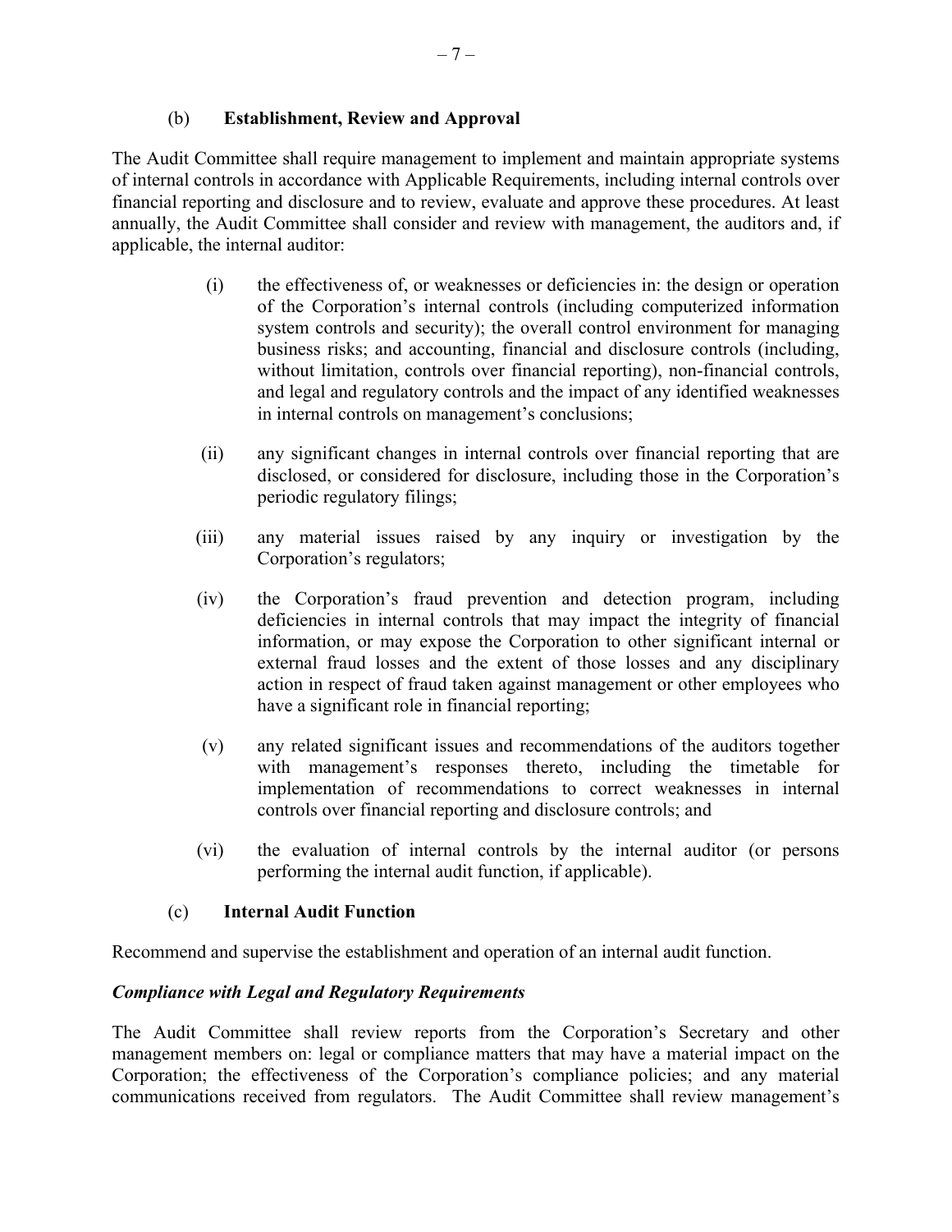(b) **Establishment, Review and Approval**

The Audit Committee shall require management to implement and maintain appropriate systems of internal controls in accordance with Applicable Requirements, including internal controls over financial reporting and disclosure and to review, evaluate and approve these procedures. At least annually, the Audit Committee shall consider and review with management, the auditors and, if applicable, the internal auditor:

(i) the effectiveness of, or weaknesses or deficiencies in: the design or operation of the Corporation's internal controls (including computerized information system controls and security); the overall control environment for managing business risks; and accounting, financial and disclosure controls (including, without limitation, controls over financial reporting), non-financial controls, and legal and regulatory controls and the impact of any identified weaknesses in internal controls on management's conclusions;

(ii) any significant changes in internal controls over financial reporting that are disclosed, or considered for disclosure, including those in the Corporation's periodic regulatory filings;

(iii) any material issues raised by any inquiry or investigation by the Corporation's regulators;

(iv) the Corporation's fraud prevention and detection program, including deficiencies in internal controls that may impact the integrity of financial information, or may expose the Corporation to other significant internal or external fraud losses and the extent of those losses and any disciplinary action in respect of fraud taken against management or other employees who have a significant role in financial reporting;

(v) any related significant issues and recommendations of the auditors together with management's responses thereto, including the timetable for implementation of recommendations to correct weaknesses in internal controls over financial reporting and disclosure controls; and

(vi) the evaluation of internal controls by the internal auditor (or persons performing the internal audit function, if applicable).

(c) **Internal Audit Function**

Recommend and supervise the establishment and operation of an internal audit function.

***Compliance with Legal and Regulatory Requirements***

The Audit Committee shall review reports from the Corporation's Secretary and other management members on: legal or compliance matters that may have a material impact on the Corporation; the effectiveness of the Corporation's compliance policies; and any material communications received from regulators. The Audit Committee shall review management's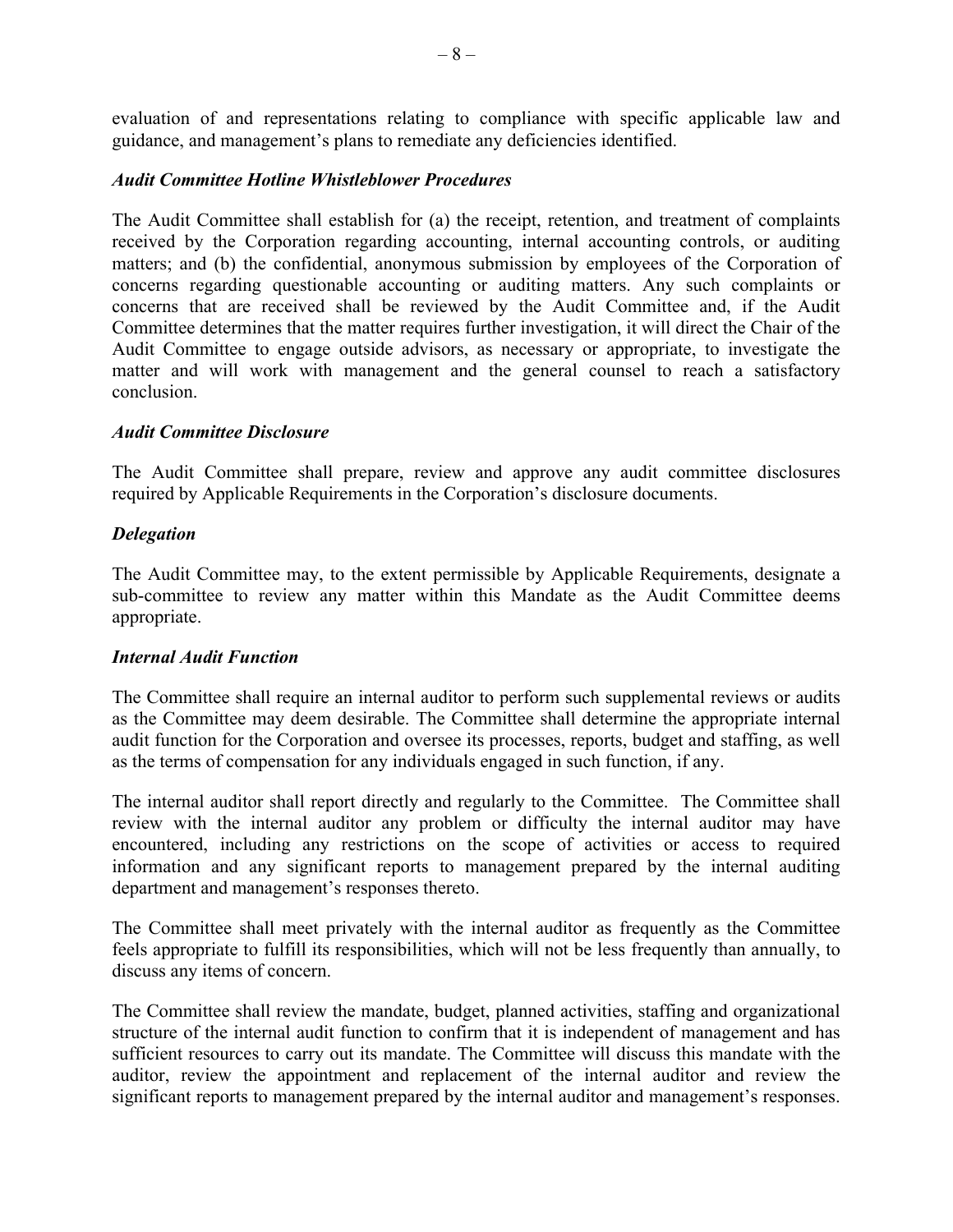evaluation of and representations relating to compliance with specific applicable law and guidance, and management's plans to remediate any deficiencies identified.

### *Audit Committee Hotline Whistleblower Procedures*

The Audit Committee shall establish for (a) the receipt, retention, and treatment of complaints received by the Corporation regarding accounting, internal accounting controls, or auditing matters; and (b) the confidential, anonymous submission by employees of the Corporation of concerns regarding questionable accounting or auditing matters. Any such complaints or concerns that are received shall be reviewed by the Audit Committee and, if the Audit Committee determines that the matter requires further investigation, it will direct the Chair of the Audit Committee to engage outside advisors, as necessary or appropriate, to investigate the matter and will work with management and the general counsel to reach a satisfactory conclusion.

### *Audit Committee Disclosure*

The Audit Committee shall prepare, review and approve any audit committee disclosures required by Applicable Requirements in the Corporation's disclosure documents.

### *Delegation*

The Audit Committee may, to the extent permissible by Applicable Requirements, designate a sub-committee to review any matter within this Mandate as the Audit Committee deems appropriate.

### *Internal Audit Function*

The Committee shall require an internal auditor to perform such supplemental reviews or audits as the Committee may deem desirable. The Committee shall determine the appropriate internal audit function for the Corporation and oversee its processes, reports, budget and staffing, as well as the terms of compensation for any individuals engaged in such function, if any.

The internal auditor shall report directly and regularly to the Committee. The Committee shall review with the internal auditor any problem or difficulty the internal auditor may have encountered, including any restrictions on the scope of activities or access to required information and any significant reports to management prepared by the internal auditing department and management's responses thereto.

The Committee shall meet privately with the internal auditor as frequently as the Committee feels appropriate to fulfill its responsibilities, which will not be less frequently than annually, to discuss any items of concern.

The Committee shall review the mandate, budget, planned activities, staffing and organizational structure of the internal audit function to confirm that it is independent of management and has sufficient resources to carry out its mandate. The Committee will discuss this mandate with the auditor, review the appointment and replacement of the internal auditor and review the significant reports to management prepared by the internal auditor and management's responses.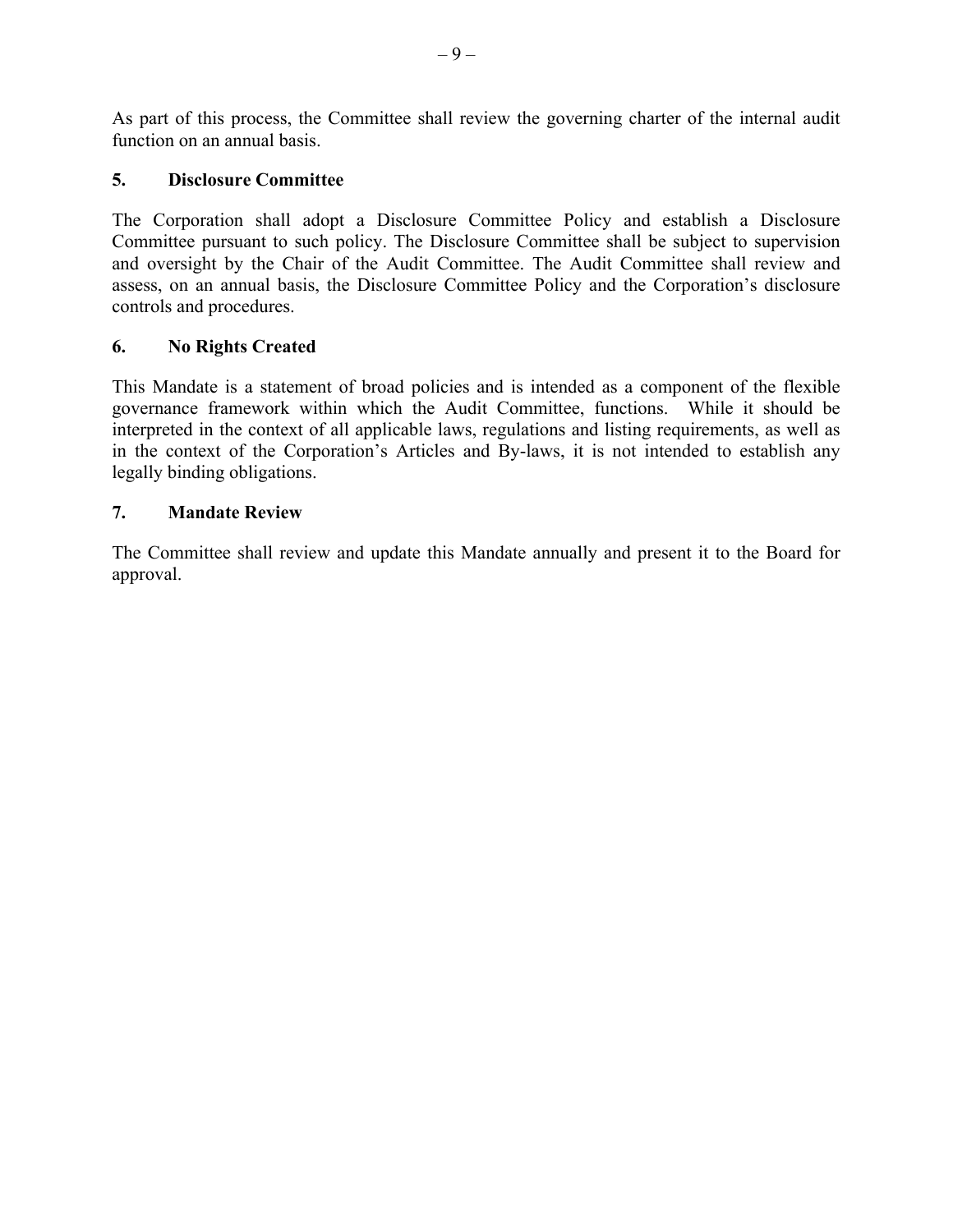As part of this process, the Committee shall review the governing charter of the internal audit function on an annual basis.

## 5. Disclosure Committee

The Corporation shall adopt a Disclosure Committee Policy and establish a Disclosure Committee pursuant to such policy. The Disclosure Committee shall be subject to supervision and oversight by the Chair of the Audit Committee. The Audit Committee shall review and assess, on an annual basis, the Disclosure Committee Policy and the Corporation's disclosure controls and procedures.

## 6. No Rights Created

This Mandate is a statement of broad policies and is intended as a component of the flexible governance framework within which the Audit Committee, functions. While it should be interpreted in the context of all applicable laws, regulations and listing requirements, as well as in the context of the Corporation's Articles and By-laws, it is not intended to establish any legally binding obligations.

## 7. Mandate Review

The Committee shall review and update this Mandate annually and present it to the Board for approval.